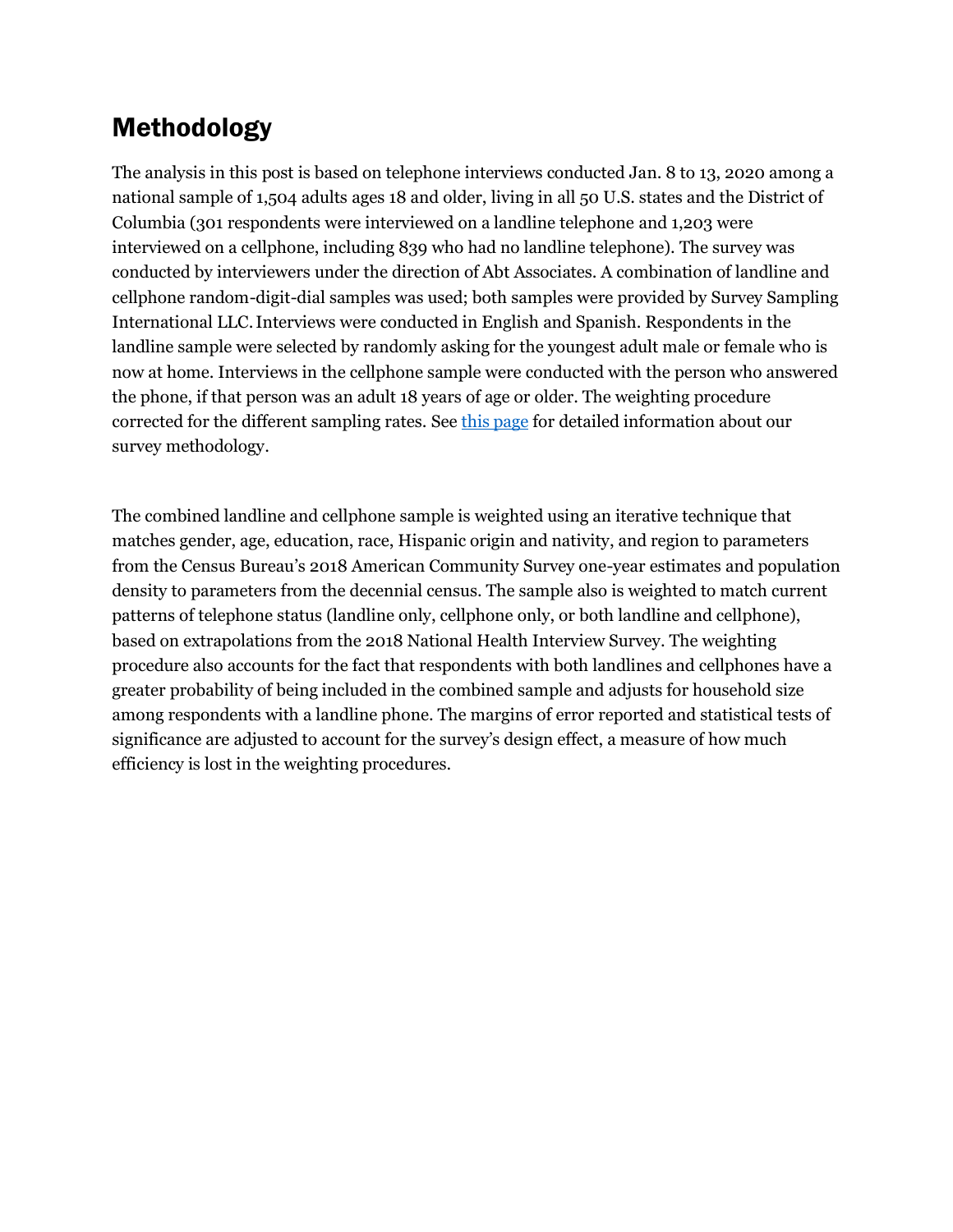## Methodology

The analysis in this post is based on telephone interviews conducted Jan. 8 to 13, 2020 among a national sample of 1,504 adults ages 18 and older, living in all 50 U.S. states and the District of Columbia (301 respondents were interviewed on a landline telephone and 1,203 were interviewed on a cellphone, including 839 who had no landline telephone). The survey was conducted by interviewers under the direction of Abt Associates. A combination of landline and cellphone random-digit-dial samples was used; both samples were provided by Survey Sampling International LLC. Interviews were conducted in English and Spanish. Respondents in the landline sample were selected by randomly asking for the youngest adult male or female who is now at home. Interviews in the cellphone sample were conducted with the person who answered the phone, if that person was an adult 18 years of age or older. The weighting procedure corrected for the different sampling rates. See [this page]() for detailed information about our survey methodology.

The combined landline and cellphone sample is weighted using an iterative technique that matches gender, age, education, race, Hispanic origin and nativity, and region to parameters from the Census Bureau's 2018 American Community Survey one-year estimates and population density to parameters from the decennial census. The sample also is weighted to match current patterns of telephone status (landline only, cellphone only, or both landline and cellphone), based on extrapolations from the 2018 National Health Interview Survey. The weighting procedure also accounts for the fact that respondents with both landlines and cellphones have a greater probability of being included in the combined sample and adjusts for household size among respondents with a landline phone. The margins of error reported and statistical tests of significance are adjusted to account for the survey's design effect, a measure of how much efficiency is lost in the weighting procedures.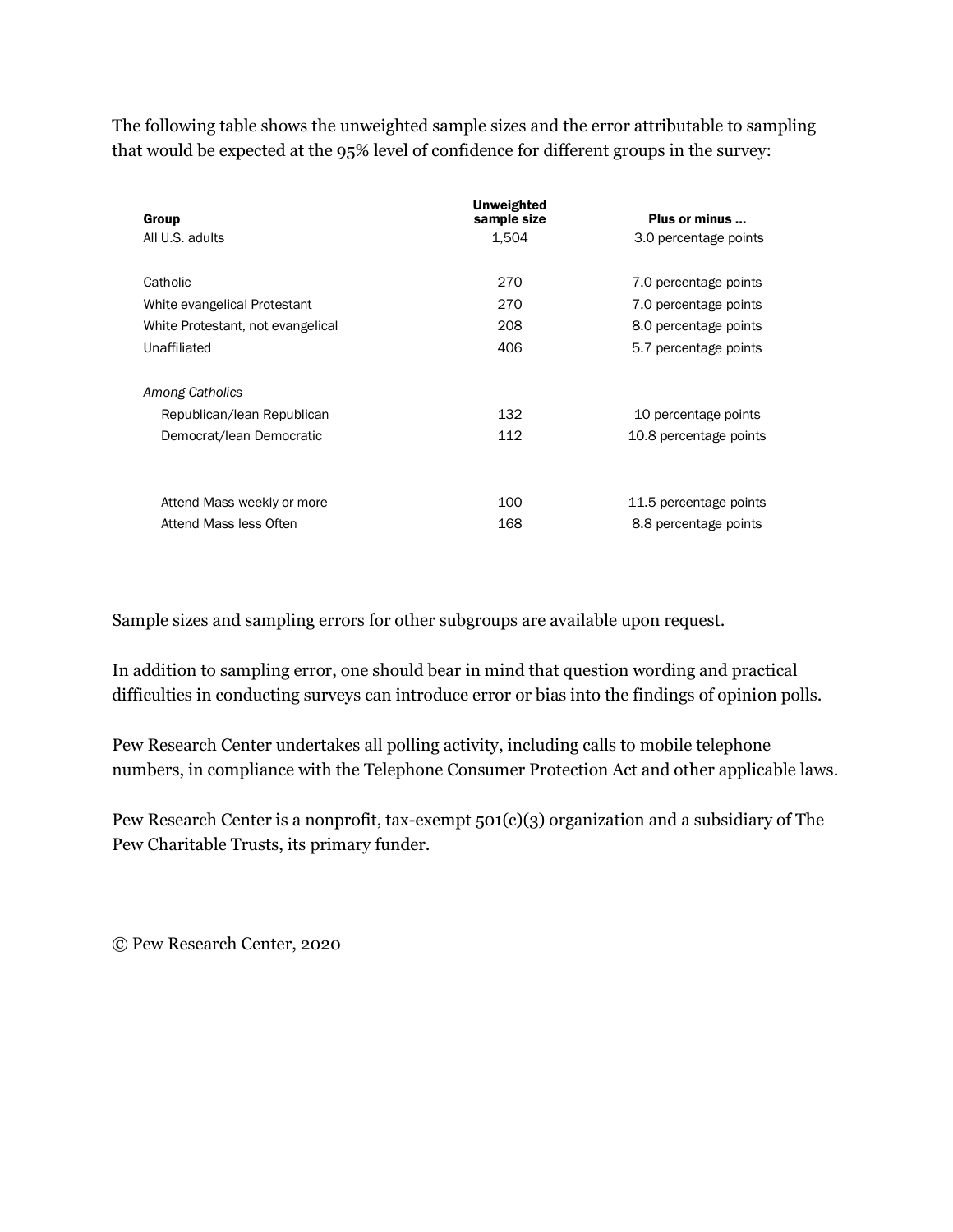The following table shows the unweighted sample sizes and the error attributable to sampling that would be expected at the 95% level of confidence for different groups in the survey:

| **Group** | **Unweighted sample size** | **Plus or minus ...** |
|---|---|---|
| All U.S. adults | 1,504 | 3.0 percentage points |
| | | |
| Catholic | 270 | 7.0 percentage points |
| White evangelical Protestant | 270 | 7.0 percentage points |
| White Protestant, not evangelical | 208 | 8.0 percentage points |
| Unaffiliated | 406 | 5.7 percentage points |
| | | |
| *Among Catholics* | | |
| Republican/lean Republican | 132 | 10 percentage points |
| Democrat/lean Democratic | 112 | 10.8 percentage points |
| | | |
| Attend Mass weekly or more | 100 | 11.5 percentage points |
| Attend Mass less Often | 168 | 8.8 percentage points |

Sample sizes and sampling errors for other subgroups are available upon request.

In addition to sampling error, one should bear in mind that question wording and practical difficulties in conducting surveys can introduce error or bias into the findings of opinion polls.

Pew Research Center undertakes all polling activity, including calls to mobile telephone numbers, in compliance with the Telephone Consumer Protection Act and other applicable laws.

Pew Research Center is a nonprofit, tax-exempt 501(c)(3) organization and a subsidiary of The Pew Charitable Trusts, its primary funder.

© Pew Research Center, 2020